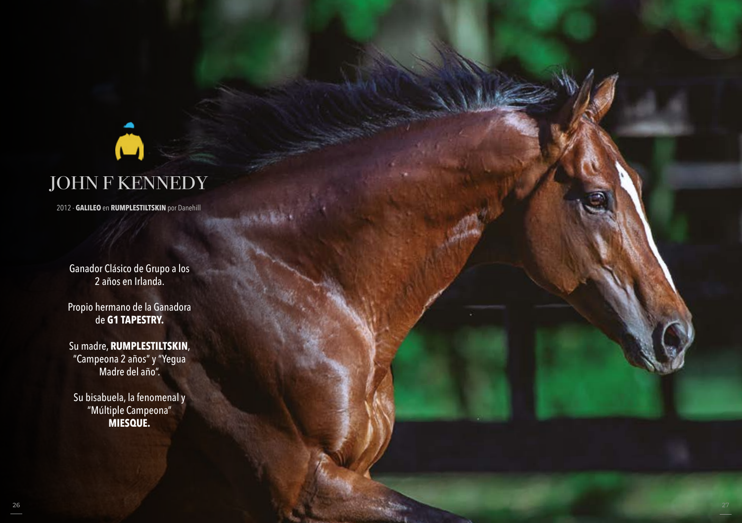# JOHN F KENNEDY

2012 - **GALILEO** en **RUMPLESTILTSKIN** por Danehill

Ganador Clásico de Grupo a los 2 años en Irlanda.

Propio hermano de la Ganadora de **G1 TAPESTRY.**

Su madre, **RUMPLESTILTSKIN**, "Campeona 2 años" y "Yegua Madre del año".

Su bisabuela, la fenomenal y "Múltiple Campeona" **MIESQUE.**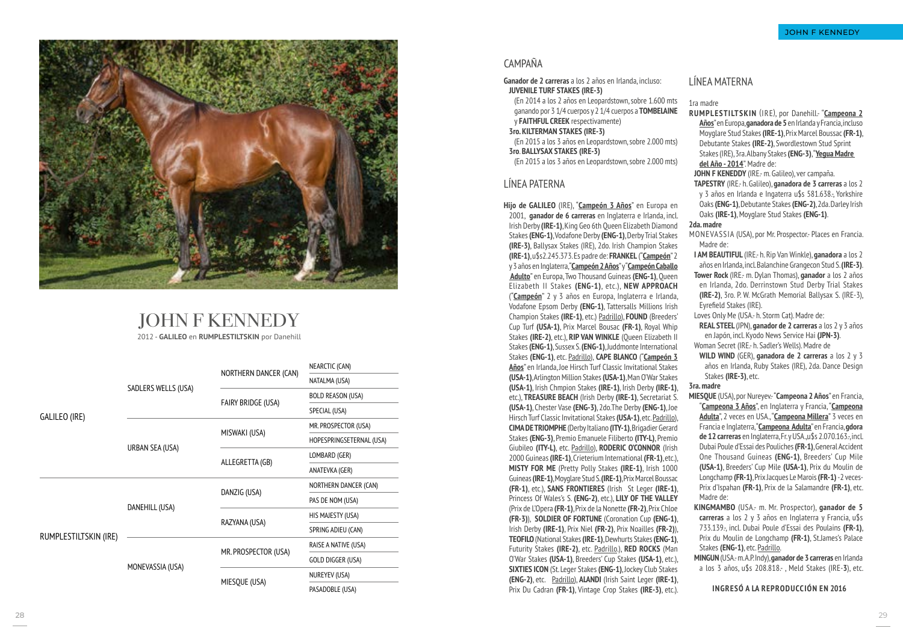# JOHN F KENNEDY

2012 - **GALILEO** en **RUMPLESTILTSKIN** por Danehill

| | | | |
|---|---|---|---|
| GALILEO (IRE) | SADLERS WELLS (USA) | NORTHERN DANCER (CAN) | NEARCTIC (CAN) |
| | | | NATALMA (USA) |
| | | FAIRY BRIDGE (USA) | BOLD REASON (USA) |
| | | | SPECIAL (USA) |
| | URBAN SEA (USA) | MISWAKI (USA) | MR. PROSPECTOR (USA) |
| | | | HOPESPRINGSETERNAL (USA) |
| | | ALLEGRETTA (GB) | LOMBARD (GER) |
| | | | ANATEVKA (GER) |
| RUMPLESTILTSKIN (IRE) | DANEHILL (USA) | DANZIG (USA) | NORTHERN DANCER (CAN) |
| | | | PAS DE NOM (USA) |
| | | RAZYANA (USA) | HIS MAJESTY (USA) |
| | | | SPRING ADIEU (CAN) |
| | MONEVASSIA (USA) | MR. PROSPECTOR (USA) | RAISE A NATIVE (USA) |
| | | | GOLD DIGGER (USA) |
| | | MIESQUE (USA) | NUREYEV (USA) |
| | | | PASADOBLE (USA) |

## CAMPAÑA

**Ganador de 2 carreras** a los 2 años en Irlanda, incluso:
**JUVENILE TURF STAKES (IRE-3)**
(En 2014 a los 2 años en Leopardstown, sobre 1.600 mts ganando por 3 1/4 cuerpos y 2 1/4 cuerpos a **TOMBELAINE** y **FAITHFUL CREEK** respectivamente)
**3ro. KILTERMAN STAKES (IRE-3)**
(En 2015 a los 3 años en Leopardstown, sobre 2.000 mts)
**3ro**. **BALLYSAX STAKES (IRE-3)**
(En 2015 a los 3 años en Leopardstown, sobre 2.000 mts)

## LÍNEA PATERNA

**Hijo de GALILEO** (IRE), "**Campeón 3 Años**" en Europa en 2001, **ganador de 6 carreras** en Inglaterra e Irlanda, incl. Irish Derby **(IRE-1)**, King Geo 6th Queen Elizabeth Diamond Stakes **(ENG-1)**, Vodafone Derby **(ENG-1)**, Derby Trial Stakes **(IRE-3)**, Ballysax Stakes (IRE), 2do. Irish Champion Stakes **(IRE-1)**, u$s2.245.373. Es padre de: **FRANKEL** ("**Campeón**" 2 y 3 años en Inglaterra, "**Campeón 2 Años**" y "**Campeón Caballo Adulto**" en Europa, Two Thousand Guineas **(ENG-1)**, Queen Elizabeth II Stakes **(ENG-1)**, etc.), **NEW APPROACH** ("**Campeón**" 2 y 3 años en Europa, Inglaterra e Irlanda, Vodafone Epsom Derby **(ENG-1)**, Tattersalls Millions Irish Champion Stakes **(IRE-1)**, etc.) Padrillo), **FOUND** (Breeders' Cup Turf **(USA-1)**, Prix Marcel Bousac **(FR-1)**, Royal Whip Stakes **(IRE-2)**, etc.), **RIP VAN WINKLE** (Queen Elizabeth II Stakes **(ENG-1)**, Sussex S. **(ENG-1)**, Juddmonte International Stakes **(ENG-1)**, etc. Padrillo), **CAPE BLANCO** ("**Campeón 3 Años**" en Irlanda, Joe Hirsch Turf Classic Invitational Stakes **(USA-1)**, Arlington Million Stakes **(USA-1)**, Man O'War Stakes **(USA-1)**, Irish Chmpion Stakes **(IRE-1)**, Irish Derby **(IRE-1)**, etc.), **TREASURE BEACH** (Irish Derby **(IRE-1)**, Secretariat S. **(USA-1)**, Chester Vase **(ENG-3)**, 2do.The Derby **(ENG-1)**, Joe Hirsch Turf Classic Invitational Stakes **(USA-1)**, etc. Padrillo), **CIMA DE TRIOMPHE** (Derby Italiano **(ITY-1)**, Brigadier Gerard Stakes **(ENG-3)**, Premio Emanuele Filiberto **(ITY-L)**, Premio Giubileo **(ITY-L)**, etc. Padrillo), **RODERIC O'CONNOR** (Irish 2000 Guineas **(IRE-1)**, Crieterium International **(FR-1)**, etc.), **MISTY FOR ME** (Pretty Polly Stakes **(IRE-1)**, Irish 1000 Guineas **(IRE-1)**, Moyglare Stud S. **(IRE-1)**, Prix Marcel Boussac **(FR-1)**, etc.), **SANS FRONTIERES** (Irish St Leger **(IRE-1)**, Princess Of Wales's S. **(ENG-2)**, etc.), **LILY OF THE VALLEY** (Prix de L'Opera **(FR-1)**, Prix de la Nonette **(FR-2)**, Prix Chloe **(FR-3)**), **SOLDIER OF FORTUNE** (Coronation Cup **(ENG-1)**, Irish Derby **(IRE-1)**, Prix Niel **(FR-2)**, Prix Noailles **(FR-2)**), **TEOFILO** (National Stakes **(IRE-1)**, Dewhurts Stakes **(ENG-1)**, Futurity Stakes **(IRE-2)**, etc. Padrillo.), **RED ROCKS** (Man O'War Stakes **(USA-1)**, Breeders' Cup Stakes **(USA-1)**, etc.), **SIXTIES ICON** (St. Leger Stakes **(ENG-1)**, Jockey Club Stakes **(ENG-2)**, etc. Padrillo), **ALANDI** (Irish Saint Leger **(IRE-1)**, Prix Du Cadran **(FR-1)**, Vintage Crop Stakes **(IRE-3)**, etc.).

## LÍNEA MATERNA

1ra madre

**RUMPLESTILTSKIN** (IRE), por Danehill.- "**Campeona 2 Años**" en Europa, **ganadora de 5** en Irlanda y Francia, incluso Moyglare Stud Stakes **(IRE-1)**, Prix Marcel Boussac **(FR-1)**, Debutante Stakes **(IRE-2)**, Swordlestown Stud Sprint Stakes (IRE), 3ra. Albany Stakes **(ENG-3)**, "**Yegua Madre del Año - 2014**". Madre de:

- **JOHN F KENEDDY** (IRE.- m. Galileo), ver campaña.
- **TAPESTRY** (IRE.- h. Galileo), **ganadora de 3 carreras** a los 2 y 3 años en Irlanda e Ingaterra u$s 581.638.-, Yorkshire Oaks **(ENG-1)**, Debutante Stakes **(ENG-2)**, 2da. Darley Irish Oaks **(IRE-1)**, Moyglare Stud Stakes **(ENG-1)**.

**2da. madre**

MONEVASSIA (USA), por Mr. Prospector.- Places en Francia. Madre de:

- **I AM BEAUTIFUL** (IRE.- h. Rip Van Winkle), **ganadora** a los 2 años en Irlanda, incl. Balanchine Grangecon Stud S. **(IRE-3)**.
- **Tower Rock** (IRE.- m. Dylan Thomas), **ganador** a los 2 años en Irlanda, 2do. Derrinstown Stud Derby Trial Stakes **(IRE-2)**, 3ro. P. W. McGrath Memorial Ballysax S. (IRE-3), Eyrefield Stakes (IRE).
- Loves Only Me (USA.- h. Storm Cat). Madre de:
  - **REAL STEEL** (JPN), **ganador de 2 carreras** a los 2 y 3 años en Japón, incl. Kyodo News Service Hai **(JPN-3)**.
- Woman Secret (IRE.- h. Sadler's Wells). Madre de
  - **WILD WIND** (GER), **ganadora de 2 carreras** a los 2 y 3 años en Irlanda, Ruby Stakes (IRE), 2da. Dance Design Stakes **(IRE-3)**, etc.

**3ra. madre**

**MIESQUE** (USA), por Nureyev.- "**Campeona 2 Años**" en Francia, "**Campeona 3 Años**", en Inglaterra y Francia, "**Campeona Adulta**", 2 veces en USA., "**Campeona Millera**" 3 veces en Francia e Inglaterra, "**Campeona Adulta**" en Francia, **gdora de 12 carreras** en Inglaterra, Fr. y USA., u$s 2.070.163.-, incl. Dubai Poule d'Essai des Pouliches **(FR-1)**, General Accident One Thousand Guineas **(ENG-1)**, Breeders' Cup Mile **(USA-1)**, Breeders' Cup Mile **(USA-1)**, Prix du Moulin de Longchamp **(FR-1)**, Prix Jacques Le Marois **(FR-1)** -2 veces- Prix d'Ispahan **(FR-1)**, Prix de la Salamandre **(FR-1)**, etc. Madre de:

- **KINGMAMBO** (USA.- m. Mr. Prospector), **ganador de 5 carreras** a los 2 y 3 años en Inglaterra y Francia, u$s 733.139.-, incl. Dubai Poule d'Essai des Poulains **(FR-1)**, Prix du Moulin de Longchamp **(FR-1)**, St.James's Palace Stakes **(ENG-1)**, etc. Padrillo.
- **MINGUN** (USA.- m. A.P. Indy), **ganador de 3 carreras** en Irlanda a los 3 años, u$s 208.818.- , Meld Stakes (IRE-**3**), etc.

**INGRESÓ A LA REPRODUCCIÓN EN 2016**